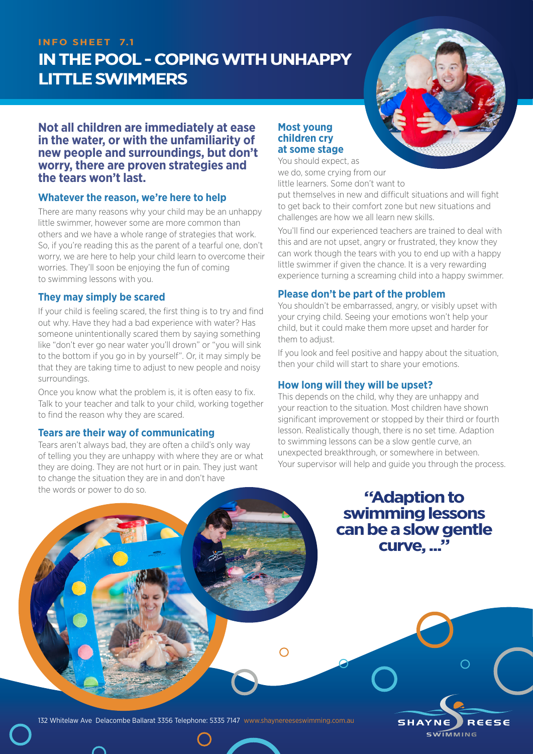INFO SHEET 7.1

# IN THE POOL - COPING WITH UNHAPPY LITTLE SWIMMERS

**Not all children are immediately at ease in the water, or with the unfamiliarity of new people and surroundings, but don't worry, there are proven strategies and the tears won't last.**

### Whatever the reason, we're here to help

There are many reasons why your child may be an unhappy little swimmer, however some are more common than others and we have a whole range of strategies that work. So, if you're reading this as the parent of a tearful one, don't worry, we are here to help your child learn to overcome their worries. They'll soon be enjoying the fun of coming to swimming lessons with you.

### They may simply be scared

If your child is feeling scared, the first thing is to try and find out why. Have they had a bad experience with water? Has someone unintentionally scared them by saying something like "don't ever go near water you'll drown" or "you will sink to the bottom if you go in by yourself". Or, it may simply be that they are taking time to adjust to new people and noisy surroundings.

Once you know what the problem is, it is often easy to fix. Talk to your teacher and talk to your child, working together to find the reason why they are scared.

### Tears are their way of communicating

Tears aren't always bad, they are often a child's only way of telling you they are unhappy with where they are or what they are doing. They are not hurt or in pain. They just want to change the situation they are in and don't have the words or power to do so.

### Most young children cry at some stage

You should expect, as we do, some crying from our little learners. Some don't want to put themselves in new and difficult situations and will fight to get back to their comfort zone but new situations and challenges are how we all learn new skills.

You'll find our experienced teachers are trained to deal with this and are not upset, angry or frustrated, they know they can work though the tears with you to end up with a happy little swimmer if given the chance. It is a very rewarding experience turning a screaming child into a happy swimmer.

### Please don't be part of the problem

You shouldn't be embarrassed, angry, or visibly upset with your crying child. Seeing your emotions won't help your child, but it could make them more upset and harder for them to adjust.

If you look and feel positive and happy about the situation, then your child will start to share your emotions.

### How long will they will be upset?

This depends on the child, why they are unhappy and your reaction to the situation. Most children have shown significant improvement or stopped by their third or fourth lesson. Realistically though, there is no set time. Adaption to swimming lessons can be a slow gentle curve, an unexpected breakthrough, or somewhere in between. Your supervisor will help and guide you through the process.

**"Adaption to swimming lessons can be a slow gentle curve, ..."**

132 Whitelaw Ave Delacombe Ballarat 3356 Telephone: 5335 7147 www.shaynereeseswimming.com.au

SHAYNE REESE SWIMMING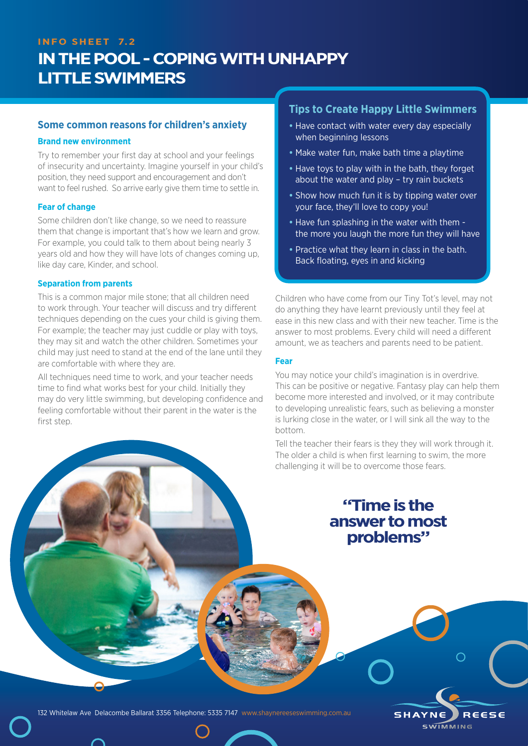INFO SHEET 7.2

# IN THE POOL - COPING WITH UNHAPPY LITTLE SWIMMERS

## Some common reasons for children's anxiety

### Brand new environment

Try to remember your first day at school and your feelings of insecurity and uncertainty. Imagine yourself in your child's position, they need support and encouragement and don't want to feel rushed. So arrive early give them time to settle in.

### Fear of change

Some children don't like change, so we need to reassure them that change is important that's how we learn and grow. For example, you could talk to them about being nearly 3 years old and how they will have lots of changes coming up, like day care, Kinder, and school.

### Separation from parents

This is a common major mile stone; that all children need to work through. Your teacher will discuss and try different techniques depending on the cues your child is giving them. For example; the teacher may just cuddle or play with toys, they may sit and watch the other children. Sometimes your child may just need to stand at the end of the lane until they are comfortable with where they are.

All techniques need time to work, and your teacher needs time to find what works best for your child. Initially they may do very little swimming, but developing confidence and feeling comfortable without their parent in the water is the first step.

## Tips to Create Happy Little Swimmers

- Have contact with water every day especially when beginning lessons
- Make water fun, make bath time a playtime
- Have toys to play with in the bath, they forget about the water and play – try rain buckets
- Show how much fun it is by tipping water over your face, they'll love to copy you!
- Have fun splashing in the water with them - the more you laugh the more fun they will have
- Practice what they learn in class in the bath. Back floating, eyes in and kicking

Children who have come from our Tiny Tot's level, may not do anything they have learnt previously until they feel at ease in this new class and with their new teacher. Time is the answer to most problems. Every child will need a different amount, we as teachers and parents need to be patient.

### Fear

You may notice your child's imagination is in overdrive. This can be positive or negative. Fantasy play can help them become more interested and involved, or it may contribute to developing unrealistic fears, such as believing a monster is lurking close in the water, or I will sink all the way to the bottom.

Tell the teacher their fears is they they will work through it. The older a child is when first learning to swim, the more challenging it will be to overcome those fears.

**"Time is the answer to most problems"**

132 Whitelaw Ave Delacombe Ballarat 3356 Telephone: 5335 7147 www.shaynereeseswimming.com.au

SHAYNE REESE SWIMMING